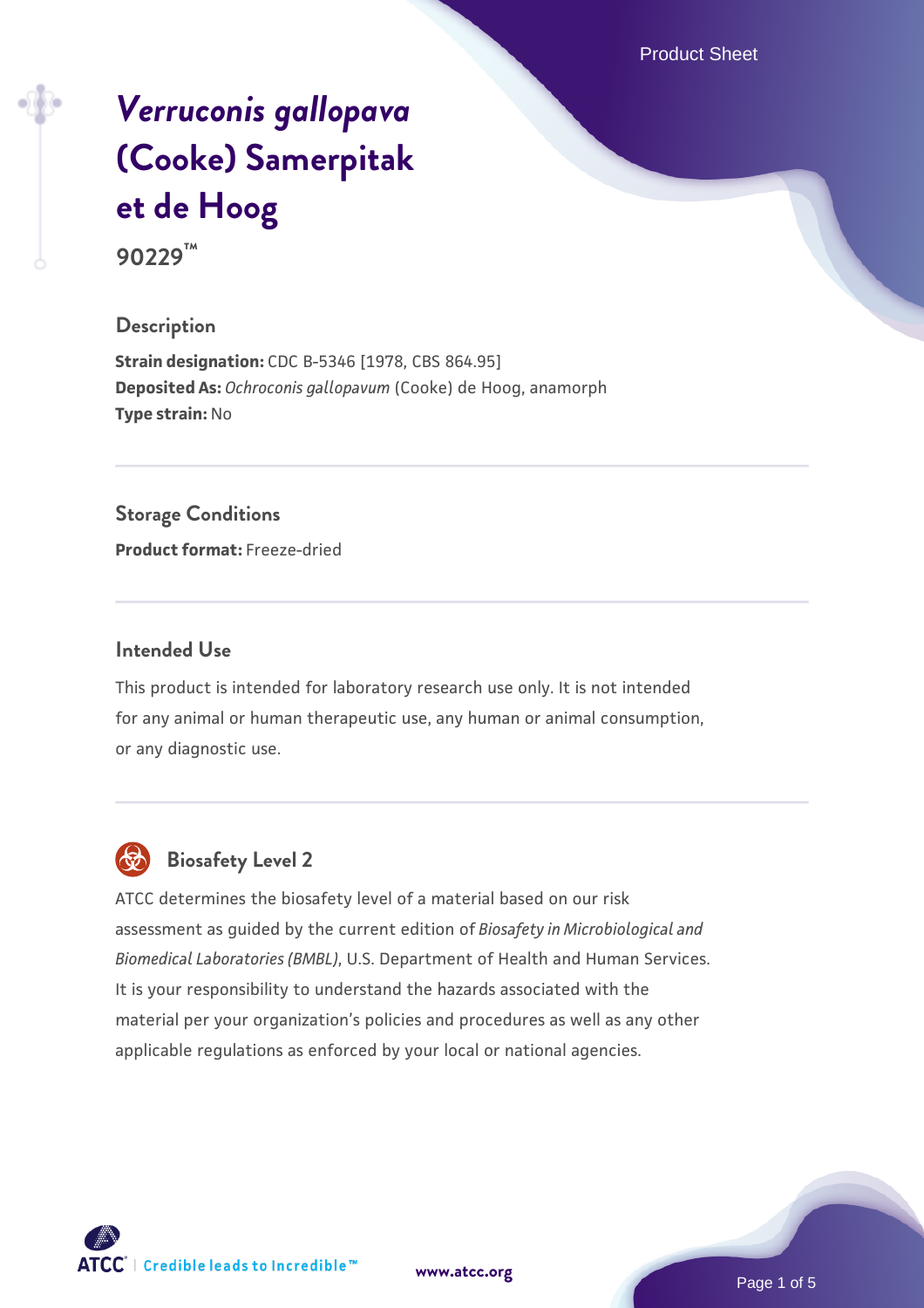# *Verruconis gallopava* (Cooke) Samerpitak et de Hoog

**90229™**

## Description

**Strain designation:** CDC B-5346 [1978, CBS 864.95]
**Deposited As:** *Ochroconis gallopavum* (Cooke) de Hoog, anamorph
**Type strain:** No

## Storage Conditions

**Product format:** Freeze-dried

## Intended Use

This product is intended for laboratory research use only. It is not intended for any animal or human therapeutic use, any human or animal consumption, or any diagnostic use.

## Biosafety Level 2

ATCC determines the biosafety level of a material based on our risk assessment as guided by the current edition of *Biosafety in Microbiological and Biomedical Laboratories (BMBL)*, U.S. Department of Health and Human Services. It is your responsibility to understand the hazards associated with the material per your organization's policies and procedures as well as any other applicable regulations as enforced by your local or national agencies.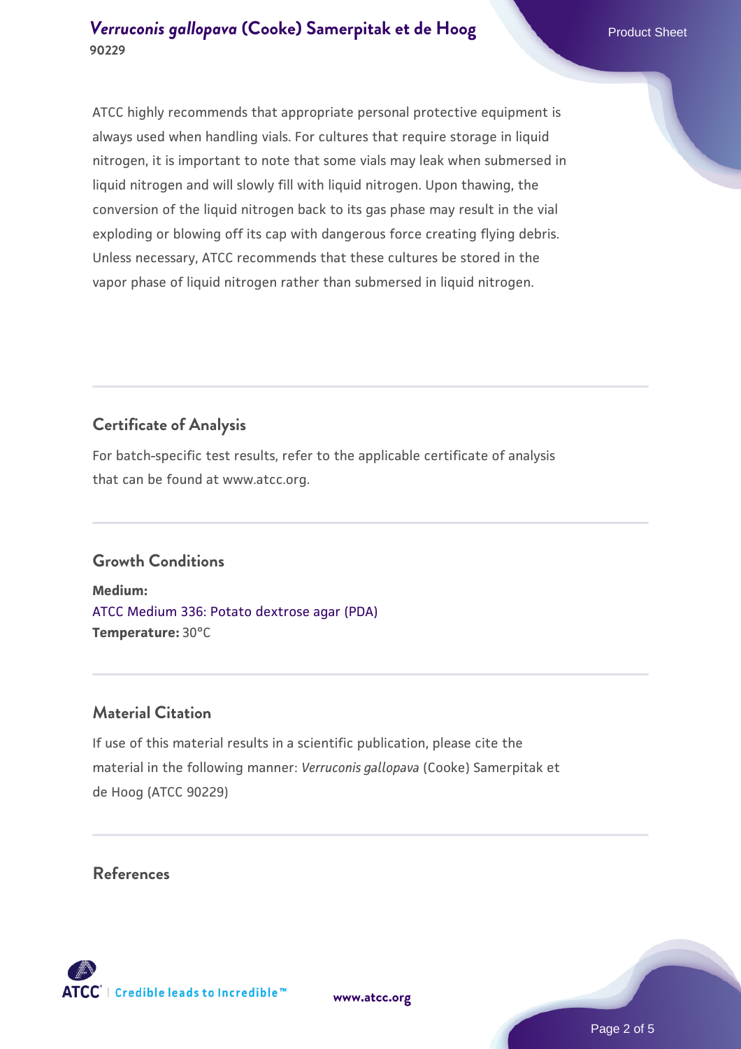ATCC highly recommends that appropriate personal protective equipment is always used when handling vials. For cultures that require storage in liquid nitrogen, it is important to note that some vials may leak when submersed in liquid nitrogen and will slowly fill with liquid nitrogen. Upon thawing, the conversion of the liquid nitrogen back to its gas phase may result in the vial exploding or blowing off its cap with dangerous force creating flying debris. Unless necessary, ATCC recommends that these cultures be stored in the vapor phase of liquid nitrogen rather than submersed in liquid nitrogen.

## Certificate of Analysis

For batch-specific test results, refer to the applicable certificate of analysis that can be found at www.atcc.org.

## Growth Conditions

**Medium:**
ATCC Medium 336: Potato dextrose agar (PDA)
**Temperature:** 30°C

## Material Citation

If use of this material results in a scientific publication, please cite the material in the following manner: *Verruconis gallopava* (Cooke) Samerpitak et de Hoog (ATCC 90229)

## References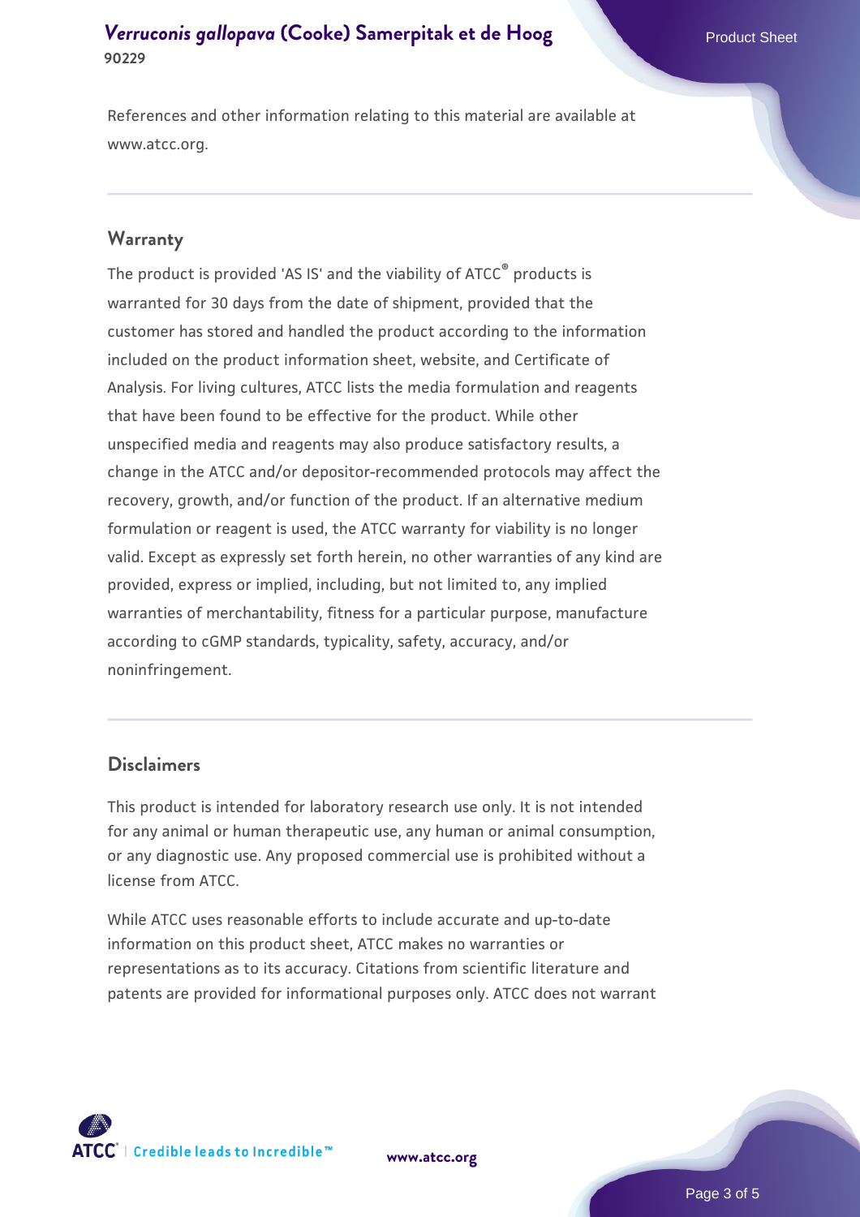References and other information relating to this material are available at www.atcc.org.

## Warranty

The product is provided 'AS IS' and the viability of ATCC® products is warranted for 30 days from the date of shipment, provided that the customer has stored and handled the product according to the information included on the product information sheet, website, and Certificate of Analysis. For living cultures, ATCC lists the media formulation and reagents that have been found to be effective for the product. While other unspecified media and reagents may also produce satisfactory results, a change in the ATCC and/or depositor-recommended protocols may affect the recovery, growth, and/or function of the product. If an alternative medium formulation or reagent is used, the ATCC warranty for viability is no longer valid. Except as expressly set forth herein, no other warranties of any kind are provided, express or implied, including, but not limited to, any implied warranties of merchantability, fitness for a particular purpose, manufacture according to cGMP standards, typicality, safety, accuracy, and/or noninfringement.

## Disclaimers

This product is intended for laboratory research use only. It is not intended for any animal or human therapeutic use, any human or animal consumption, or any diagnostic use. Any proposed commercial use is prohibited without a license from ATCC.

While ATCC uses reasonable efforts to include accurate and up-to-date information on this product sheet, ATCC makes no warranties or representations as to its accuracy. Citations from scientific literature and patents are provided for informational purposes only. ATCC does not warrant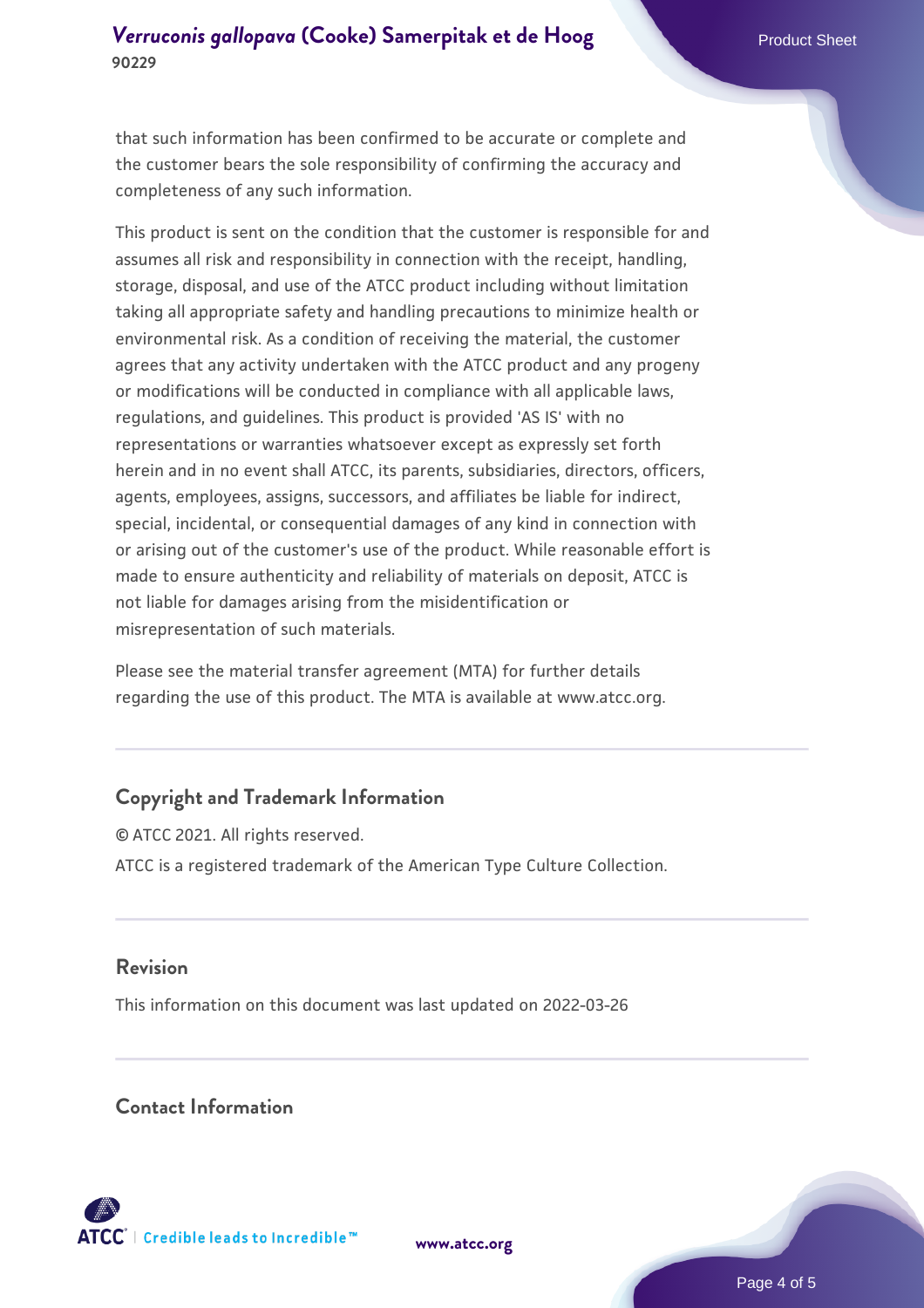that such information has been confirmed to be accurate or complete and the customer bears the sole responsibility of confirming the accuracy and completeness of any such information.

This product is sent on the condition that the customer is responsible for and assumes all risk and responsibility in connection with the receipt, handling, storage, disposal, and use of the ATCC product including without limitation taking all appropriate safety and handling precautions to minimize health or environmental risk. As a condition of receiving the material, the customer agrees that any activity undertaken with the ATCC product and any progeny or modifications will be conducted in compliance with all applicable laws, regulations, and guidelines. This product is provided 'AS IS' with no representations or warranties whatsoever except as expressly set forth herein and in no event shall ATCC, its parents, subsidiaries, directors, officers, agents, employees, assigns, successors, and affiliates be liable for indirect, special, incidental, or consequential damages of any kind in connection with or arising out of the customer's use of the product. While reasonable effort is made to ensure authenticity and reliability of materials on deposit, ATCC is not liable for damages arising from the misidentification or misrepresentation of such materials.

Please see the material transfer agreement (MTA) for further details regarding the use of this product. The MTA is available at www.atcc.org.

## Copyright and Trademark Information

© ATCC 2021. All rights reserved.

ATCC is a registered trademark of the American Type Culture Collection.

## Revision

This information on this document was last updated on 2022-03-26

## Contact Information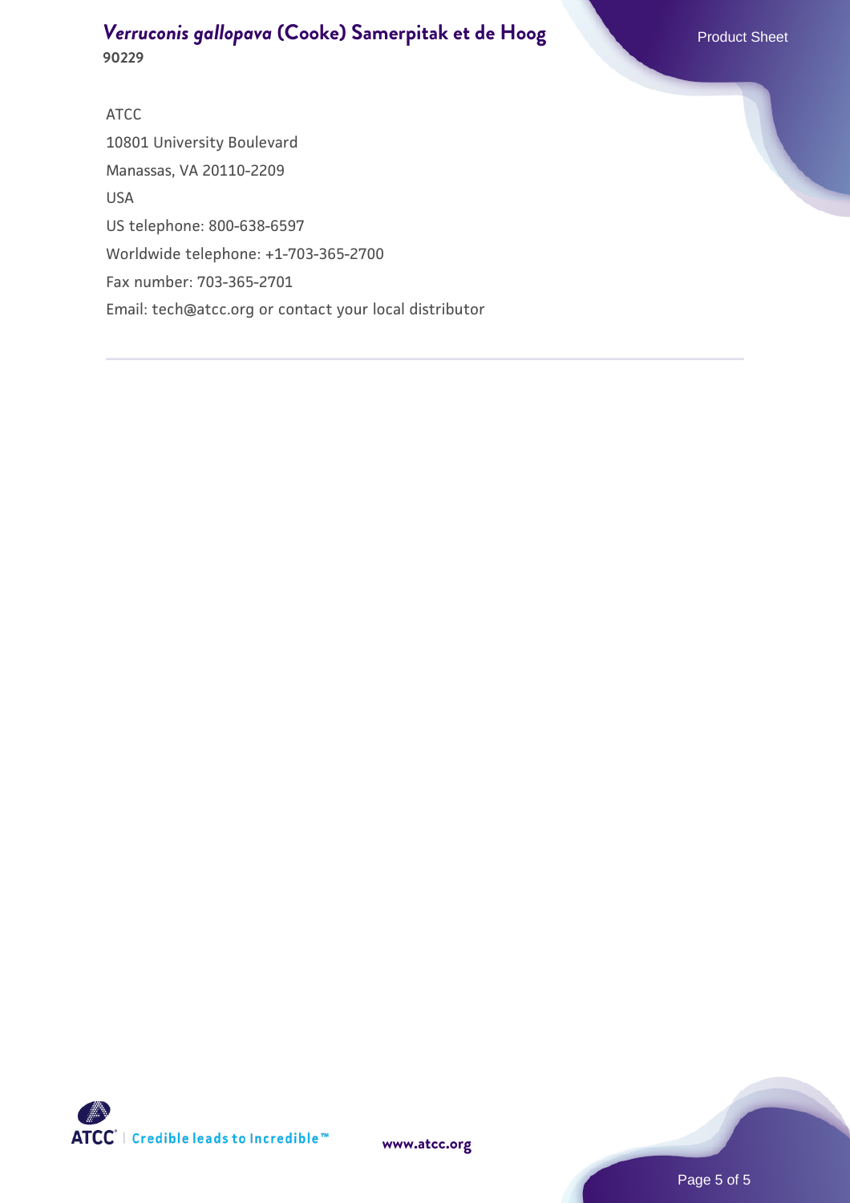ATCC

10801 University Boulevard

Manassas, VA 20110-2209

USA

US telephone: 800-638-6597

Worldwide telephone: +1-703-365-2700

Fax number: 703-365-2701

Email: tech@atcc.org or contact your local distributor